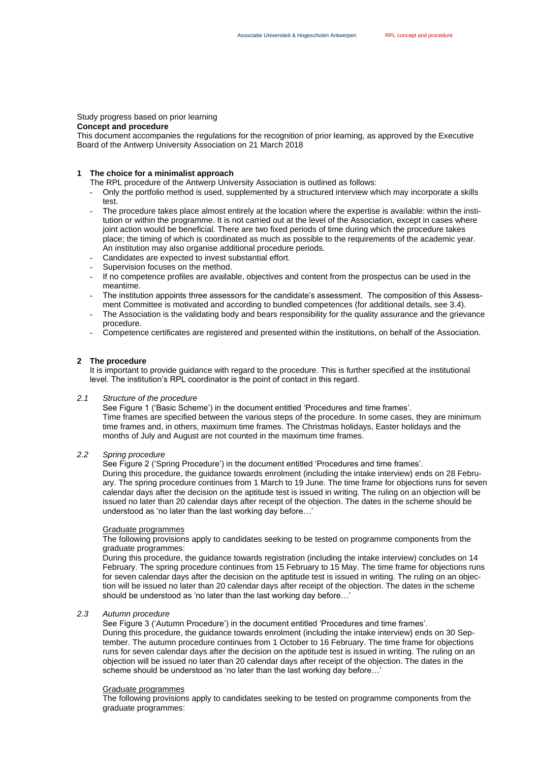Study progress based on prior learning

**Concept and procedure**

This document accompanies the regulations for the recognition of prior learning, as approved by the Executive Board of the Antwerp University Association on 21 March 2018

## 1 The choice for a minimalist approach

The RPL procedure of the Antwerp University Association is outlined as follows:

- Only the portfolio method is used, supplemented by a structured interview which may incorporate a skills test.
- The procedure takes place almost entirely at the location where the expertise is available: within the institution or within the programme. It is not carried out at the level of the Association, except in cases where joint action would be beneficial. There are two fixed periods of time during which the procedure takes place; the timing of which is coordinated as much as possible to the requirements of the academic year. An institution may also organise additional procedure periods.
- Candidates are expected to invest substantial effort.
- Supervision focuses on the method.
- If no competence profiles are available, objectives and content from the prospectus can be used in the meantime.
- The institution appoints three assessors for the candidate's assessment. The composition of this Assessment Committee is motivated and according to bundled competences (for additional details, see 3.4).
- The Association is the validating body and bears responsibility for the quality assurance and the grievance procedure.
- Competence certificates are registered and presented within the institutions, on behalf of the Association.

## 2 The procedure

It is important to provide guidance with regard to the procedure. This is further specified at the institutional level. The institution's RPL coordinator is the point of contact in this regard.

### 2.1 *Structure of the procedure*

See Figure 1 ('Basic Scheme') in the document entitled 'Procedures and time frames'.
Time frames are specified between the various steps of the procedure. In some cases, they are minimum time frames and, in others, maximum time frames. The Christmas holidays, Easter holidays and the months of July and August are not counted in the maximum time frames.

### 2.2 *Spring procedure*

See Figure 2 ('Spring Procedure') in the document entitled 'Procedures and time frames'.
During this procedure, the guidance towards enrolment (including the intake interview) ends on 28 February. The spring procedure continues from 1 March to 19 June. The time frame for objections runs for seven calendar days after the decision on the aptitude test is issued in writing. The ruling on an objection will be issued no later than 20 calendar days after receipt of the objection. The dates in the scheme should be understood as 'no later than the last working day before…'

Graduate programmes

The following provisions apply to candidates seeking to be tested on programme components from the graduate programmes:
During this procedure, the guidance towards registration (including the intake interview) concludes on 14 February. The spring procedure continues from 15 February to 15 May. The time frame for objections runs for seven calendar days after the decision on the aptitude test is issued in writing. The ruling on an objection will be issued no later than 20 calendar days after receipt of the objection. The dates in the scheme should be understood as 'no later than the last working day before…'

### 2.3 *Autumn procedure*

See Figure 3 ('Autumn Procedure') in the document entitled 'Procedures and time frames'.
During this procedure, the guidance towards enrolment (including the intake interview) ends on 30 September. The autumn procedure continues from 1 October to 16 February. The time frame for objections runs for seven calendar days after the decision on the aptitude test is issued in writing. The ruling on an objection will be issued no later than 20 calendar days after receipt of the objection. The dates in the scheme should be understood as 'no later than the last working day before…'

Graduate programmes

The following provisions apply to candidates seeking to be tested on programme components from the graduate programmes: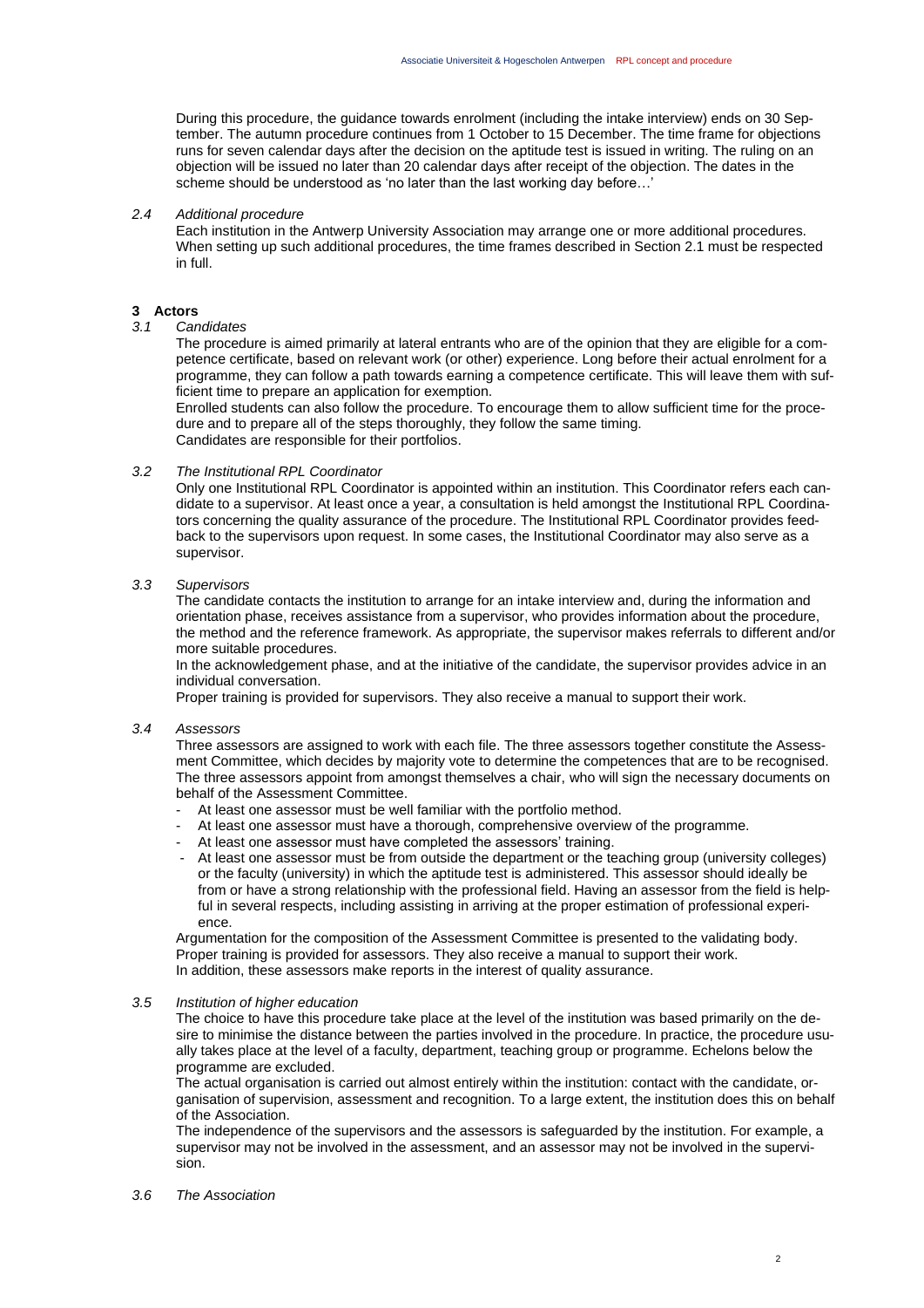During this procedure, the guidance towards enrolment (including the intake interview) ends on 30 September. The autumn procedure continues from 1 October to 15 December. The time frame for objections runs for seven calendar days after the decision on the aptitude test is issued in writing. The ruling on an objection will be issued no later than 20 calendar days after receipt of the objection. The dates in the scheme should be understood as 'no later than the last working day before…'

### *2.4 Additional procedure*

Each institution in the Antwerp University Association may arrange one or more additional procedures. When setting up such additional procedures, the time frames described in Section 2.1 must be respected in full.

## 3 Actors

### *3.1 Candidates*

The procedure is aimed primarily at lateral entrants who are of the opinion that they are eligible for a competence certificate, based on relevant work (or other) experience. Long before their actual enrolment for a programme, they can follow a path towards earning a competence certificate. This will leave them with sufficient time to prepare an application for exemption.

Enrolled students can also follow the procedure. To encourage them to allow sufficient time for the procedure and to prepare all of the steps thoroughly, they follow the same timing.

Candidates are responsible for their portfolios.

### *3.2 The Institutional RPL Coordinator*

Only one Institutional RPL Coordinator is appointed within an institution. This Coordinator refers each candidate to a supervisor. At least once a year, a consultation is held amongst the Institutional RPL Coordinators concerning the quality assurance of the procedure. The Institutional RPL Coordinator provides feedback to the supervisors upon request. In some cases, the Institutional Coordinator may also serve as a supervisor.

### *3.3 Supervisors*

The candidate contacts the institution to arrange for an intake interview and, during the information and orientation phase, receives assistance from a supervisor, who provides information about the procedure, the method and the reference framework. As appropriate, the supervisor makes referrals to different and/or more suitable procedures.

In the acknowledgement phase, and at the initiative of the candidate, the supervisor provides advice in an individual conversation.

Proper training is provided for supervisors. They also receive a manual to support their work.

### *3.4 Assessors*

Three assessors are assigned to work with each file. The three assessors together constitute the Assessment Committee, which decides by majority vote to determine the competences that are to be recognised. The three assessors appoint from amongst themselves a chair, who will sign the necessary documents on behalf of the Assessment Committee.

- At least one assessor must be well familiar with the portfolio method.
- At least one assessor must have a thorough, comprehensive overview of the programme.
- At least one assessor must have completed the assessors' training.
- At least one assessor must be from outside the department or the teaching group (university colleges) or the faculty (university) in which the aptitude test is administered. This assessor should ideally be from or have a strong relationship with the professional field. Having an assessor from the field is helpful in several respects, including assisting in arriving at the proper estimation of professional experience.

Argumentation for the composition of the Assessment Committee is presented to the validating body.

Proper training is provided for assessors. They also receive a manual to support their work.

In addition, these assessors make reports in the interest of quality assurance.

### *3.5 Institution of higher education*

The choice to have this procedure take place at the level of the institution was based primarily on the desire to minimise the distance between the parties involved in the procedure. In practice, the procedure usually takes place at the level of a faculty, department, teaching group or programme. Echelons below the programme are excluded.

The actual organisation is carried out almost entirely within the institution: contact with the candidate, organisation of supervision, assessment and recognition. To a large extent, the institution does this on behalf of the Association.

The independence of the supervisors and the assessors is safeguarded by the institution. For example, a supervisor may not be involved in the assessment, and an assessor may not be involved in the supervision.

### *3.6 The Association*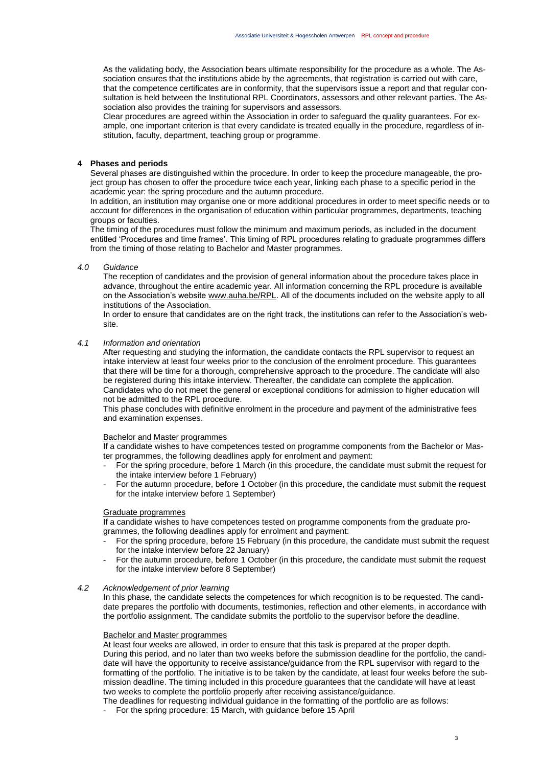As the validating body, the Association bears ultimate responsibility for the procedure as a whole. The Association ensures that the institutions abide by the agreements, that registration is carried out with care, that the competence certificates are in conformity, that the supervisors issue a report and that regular consultation is held between the Institutional RPL Coordinators, assessors and other relevant parties. The Association also provides the training for supervisors and assessors.

Clear procedures are agreed within the Association in order to safeguard the quality guarantees. For example, one important criterion is that every candidate is treated equally in the procedure, regardless of institution, faculty, department, teaching group or programme.

## 4 Phases and periods

Several phases are distinguished within the procedure. In order to keep the procedure manageable, the project group has chosen to offer the procedure twice each year, linking each phase to a specific period in the academic year: the spring procedure and the autumn procedure.

In addition, an institution may organise one or more additional procedures in order to meet specific needs or to account for differences in the organisation of education within particular programmes, departments, teaching groups or faculties.

The timing of the procedures must follow the minimum and maximum periods, as included in the document entitled 'Procedures and time frames'. This timing of RPL procedures relating to graduate programmes differs from the timing of those relating to Bachelor and Master programmes.

### *4.0 Guidance*

The reception of candidates and the provision of general information about the procedure takes place in advance, throughout the entire academic year. All information concerning the RPL procedure is available on the Association's website www.auha.be/RPL. All of the documents included on the website apply to all institutions of the Association.

In order to ensure that candidates are on the right track, the institutions can refer to the Association's website.

### *4.1 Information and orientation*

After requesting and studying the information, the candidate contacts the RPL supervisor to request an intake interview at least four weeks prior to the conclusion of the enrolment procedure. This guarantees that there will be time for a thorough, comprehensive approach to the procedure. The candidate will also be registered during this intake interview. Thereafter, the candidate can complete the application.

Candidates who do not meet the general or exceptional conditions for admission to higher education will not be admitted to the RPL procedure.

This phase concludes with definitive enrolment in the procedure and payment of the administrative fees and examination expenses.

Bachelor and Master programmes

If a candidate wishes to have competences tested on programme components from the Bachelor or Master programmes, the following deadlines apply for enrolment and payment:

- For the spring procedure, before 1 March (in this procedure, the candidate must submit the request for the intake interview before 1 February)
- For the autumn procedure, before 1 October (in this procedure, the candidate must submit the request for the intake interview before 1 September)

Graduate programmes

If a candidate wishes to have competences tested on programme components from the graduate programmes, the following deadlines apply for enrolment and payment:

- For the spring procedure, before 15 February (in this procedure, the candidate must submit the request for the intake interview before 22 January)
- For the autumn procedure, before 1 October (in this procedure, the candidate must submit the request for the intake interview before 8 September)

### *4.2 Acknowledgement of prior learning*

In this phase, the candidate selects the competences for which recognition is to be requested. The candidate prepares the portfolio with documents, testimonies, reflection and other elements, in accordance with the portfolio assignment. The candidate submits the portfolio to the supervisor before the deadline.

Bachelor and Master programmes

At least four weeks are allowed, in order to ensure that this task is prepared at the proper depth.

During this period, and no later than two weeks before the submission deadline for the portfolio, the candidate will have the opportunity to receive assistance/guidance from the RPL supervisor with regard to the formatting of the portfolio. The initiative is to be taken by the candidate, at least four weeks before the submission deadline. The timing included in this procedure guarantees that the candidate will have at least two weeks to complete the portfolio properly after receiving assistance/guidance.

The deadlines for requesting individual guidance in the formatting of the portfolio are as follows:

- For the spring procedure: 15 March, with guidance before 15 April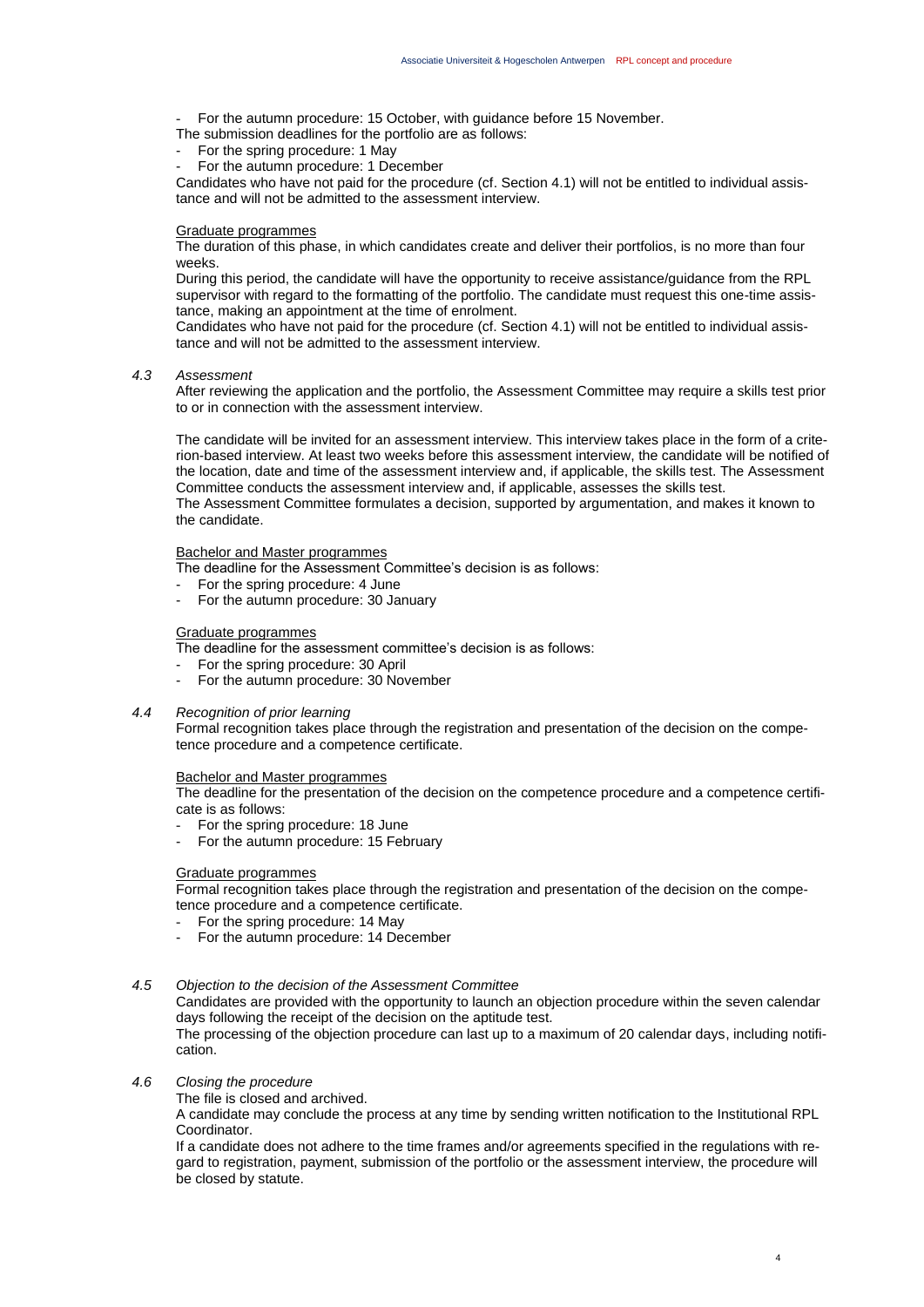- For the autumn procedure: 15 October, with guidance before 15 November.

The submission deadlines for the portfolio are as follows:

- For the spring procedure: 1 May
- For the autumn procedure: 1 December

Candidates who have not paid for the procedure (cf. Section 4.1) will not be entitled to individual assistance and will not be admitted to the assessment interview.

<u>Graduate programmes</u>

The duration of this phase, in which candidates create and deliver their portfolios, is no more than four weeks.

During this period, the candidate will have the opportunity to receive assistance/guidance from the RPL supervisor with regard to the formatting of the portfolio. The candidate must request this one-time assistance, making an appointment at the time of enrolment.

Candidates who have not paid for the procedure (cf. Section 4.1) will not be entitled to individual assistance and will not be admitted to the assessment interview.

### 4.3 *Assessment*

After reviewing the application and the portfolio, the Assessment Committee may require a skills test prior to or in connection with the assessment interview.

The candidate will be invited for an assessment interview. This interview takes place in the form of a criterion-based interview. At least two weeks before this assessment interview, the candidate will be notified of the location, date and time of the assessment interview and, if applicable, the skills test. The Assessment Committee conducts the assessment interview and, if applicable, assesses the skills test.

The Assessment Committee formulates a decision, supported by argumentation, and makes it known to the candidate.

<u>Bachelor and Master programmes</u>

The deadline for the Assessment Committee's decision is as follows:

- For the spring procedure: 4 June
- For the autumn procedure: 30 January

<u>Graduate programmes</u>

The deadline for the assessment committee's decision is as follows:

- For the spring procedure: 30 April
- For the autumn procedure: 30 November

### 4.4 *Recognition of prior learning*

Formal recognition takes place through the registration and presentation of the decision on the competence procedure and a competence certificate.

<u>Bachelor and Master programmes</u>

The deadline for the presentation of the decision on the competence procedure and a competence certificate is as follows:

- For the spring procedure: 18 June
- For the autumn procedure: 15 February

<u>Graduate programmes</u>

Formal recognition takes place through the registration and presentation of the decision on the competence procedure and a competence certificate.

- For the spring procedure: 14 May
- For the autumn procedure: 14 December

### 4.5 *Objection to the decision of the Assessment Committee*

Candidates are provided with the opportunity to launch an objection procedure within the seven calendar days following the receipt of the decision on the aptitude test.

The processing of the objection procedure can last up to a maximum of 20 calendar days, including notification.

### 4.6 *Closing the procedure*

The file is closed and archived.

A candidate may conclude the process at any time by sending written notification to the Institutional RPL Coordinator.

If a candidate does not adhere to the time frames and/or agreements specified in the regulations with regard to registration, payment, submission of the portfolio or the assessment interview, the procedure will be closed by statute.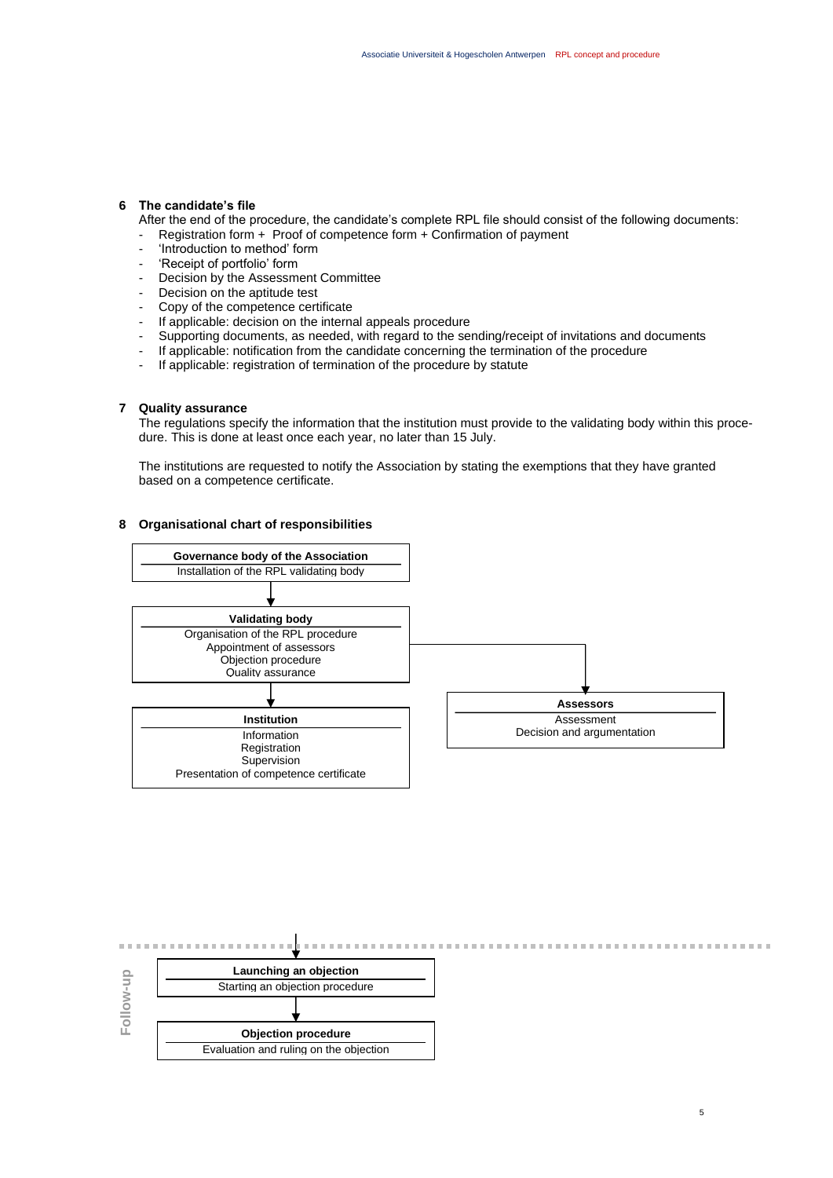## 6 The candidate's file

After the end of the procedure, the candidate's complete RPL file should consist of the following documents:

- Registration form + Proof of competence form + Confirmation of payment
- 'Introduction to method' form
- 'Receipt of portfolio' form
- Decision by the Assessment Committee
- Decision on the aptitude test
- Copy of the competence certificate
- If applicable: decision on the internal appeals procedure
- Supporting documents, as needed, with regard to the sending/receipt of invitations and documents
- If applicable: notification from the candidate concerning the termination of the procedure
- If applicable: registration of termination of the procedure by statute

## 7 Quality assurance

The regulations specify the information that the institution must provide to the validating body within this procedure. This is done at least once each year, no later than 15 July.

The institutions are requested to notify the Association by stating the exemptions that they have granted based on a competence certificate.

## 8 Organisational chart of responsibilities

**Governance body of the Association**
Installation of the RPL validating body

**Validating body**
Organisation of the RPL procedure
Appointment of assessors
Objection procedure
Quality assurance

**Institution**
Information
Registration
Supervision
Presentation of competence certificate

**Assessors**
Assessment
Decision and argumentation

Follow-up

**Launching an objection**
Starting an objection procedure

**Objection procedure**
Evaluation and ruling on the objection